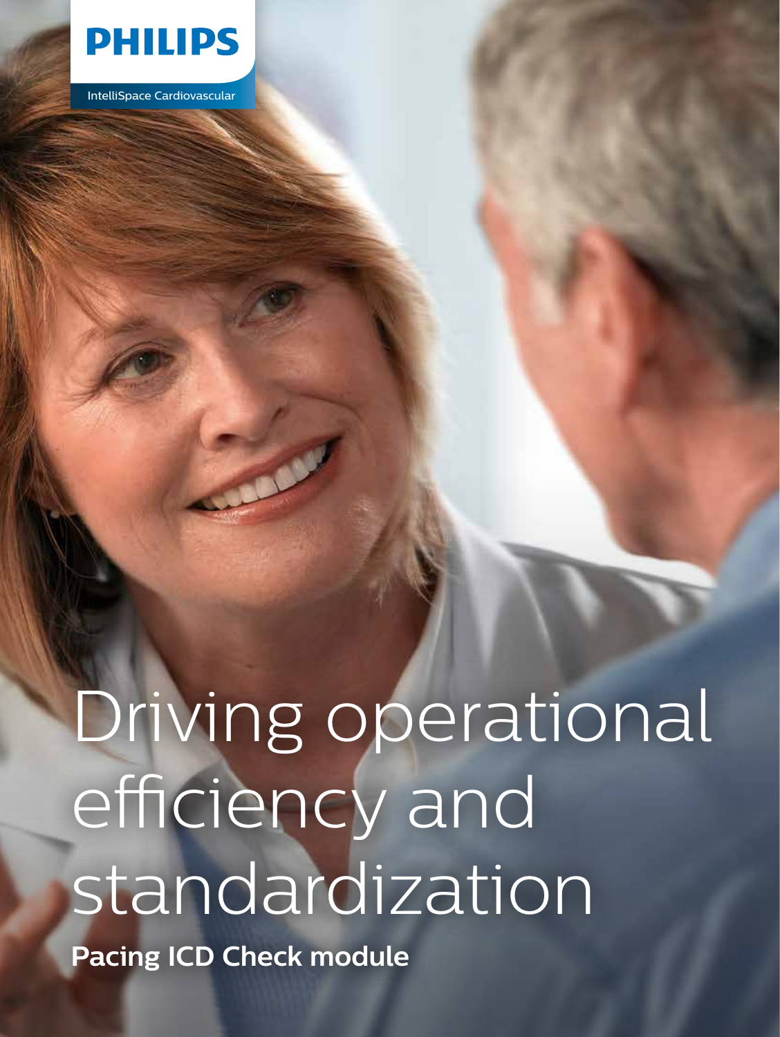PHILIPS

IntelliSpace Cardiovascular

# Driving operational efficiency and standardization

**Pacing ICD Check module**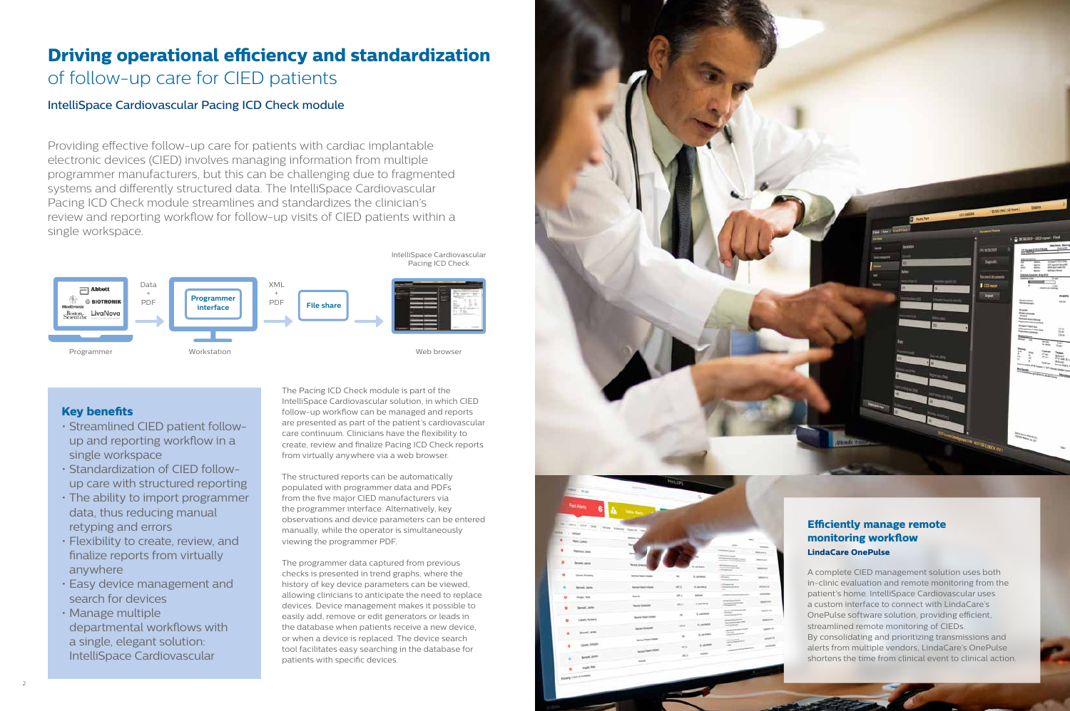# Driving operational efficiency and standardization of follow-up care for CIED patients

## IntelliSpace Cardiovascular Pacing ICD Check module

Providing effective follow-up care for patients with cardiac implantable electronic devices (CIED) involves managing information from multiple programmer manufacturers, but this can be challenging due to fragmented systems and differently structured data. The IntelliSpace Cardiovascular Pacing ICD Check module streamlines and standardizes the clinician's review and reporting workflow for follow-up visits of CIED patients within a single workspace.

Abbott · BIOTRONIK · Medtronic · Boston Scientific · LivaNova
Programmer → Data + PDF → Programmer interface (Workstation) → XML + PDF → File share → IntelliSpace Cardiovascular Pacing ICD Check (Web browser)

### Key benefits

- Streamlined CIED patient follow-up and reporting workflow in a single workspace
- Standardization of CIED follow-up care with structured reporting
- The ability to import programmer data, thus reducing manual retyping and errors
- Flexibility to create, review, and finalize reports from virtually anywhere
- Easy device management and search for devices
- Manage multiple departmental workflows with a single, elegant solution: IntelliSpace Cardiovascular

The Pacing ICD Check module is part of the IntelliSpace Cardiovascular solution, in which CIED follow-up workflow can be managed and reports are presented as part of the patient's cardiovascular care continuum. Clinicians have the flexibility to create, review and finalize Pacing ICD Check reports from virtually anywhere via a web browser.

The structured reports can be automatically populated with programmer data and PDFs from the five major CIED manufacturers via the programmer interface. Alternatively, key observations and device parameters can be entered manually, while the operator is simultaneously viewing the programmer PDF.

The programmer data captured from previous checks is presented in trend graphs, where the history of key device parameters can be viewed, allowing clinicians to anticipate the need to replace devices. Device management makes it possible to easily add, remove or edit generators or leads in the database when patients receive a new device, or when a device is replaced. The device search tool facilitates easy searching in the database for patients with specific devices.

### Efficiently manage remote monitoring workflow

**LindaCare OnePulse**

A complete CIED management solution uses both in-clinic evaluation and remote monitoring from the patient's home. IntelliSpace Cardiovascular uses a custom interface to connect with LindaCare's OnePulse software solution, providing efficient, streamlined remote monitoring of CIEDs. By consolidating and prioritizing transmissions and alerts from multiple vendors, LindaCare's OnePulse shortens the time from clinical event to clinical action.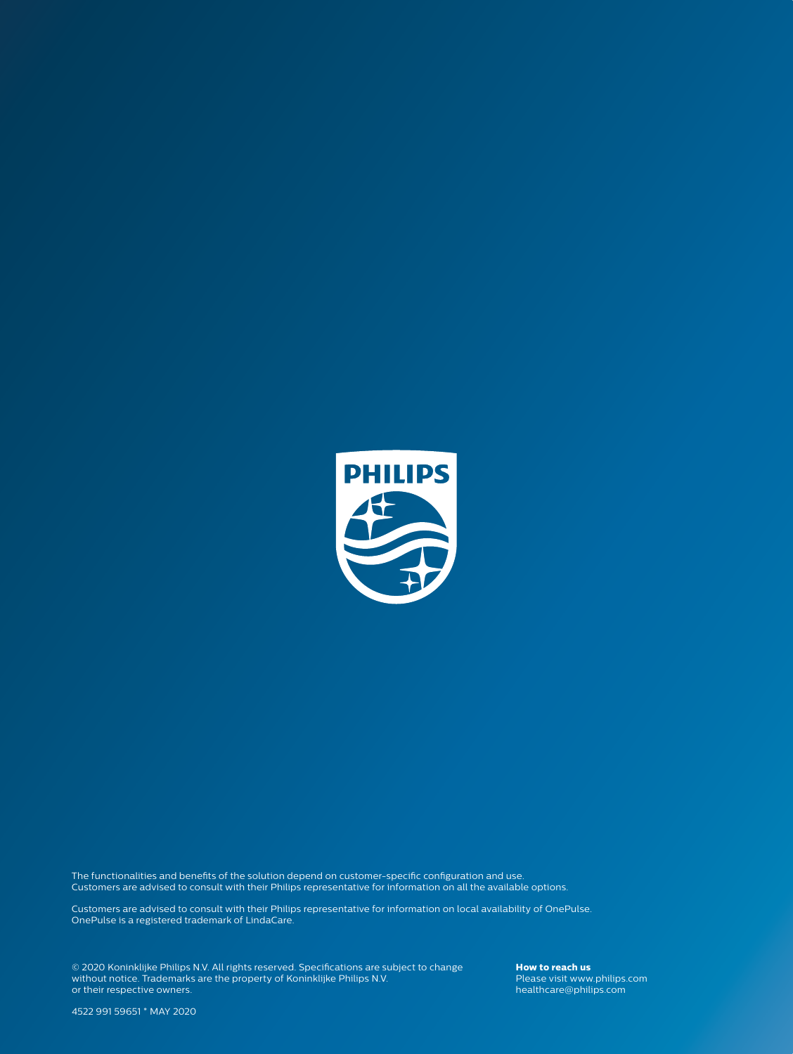The functionalities and benefits of the solution depend on customer-specific configuration and use. Customers are advised to consult with their Philips representative for information on all the available options.

Customers are advised to consult with their Philips representative for information on local availability of OnePulse. OnePulse is a registered trademark of LindaCare.

© 2020 Koninklijke Philips N.V. All rights reserved. Specifications are subject to change without notice. Trademarks are the property of Koninklijke Philips N.V. or their respective owners.

**How to reach us**
Please visit www.philips.com
healthcare@philips.com

4522 991 59651 * MAY 2020